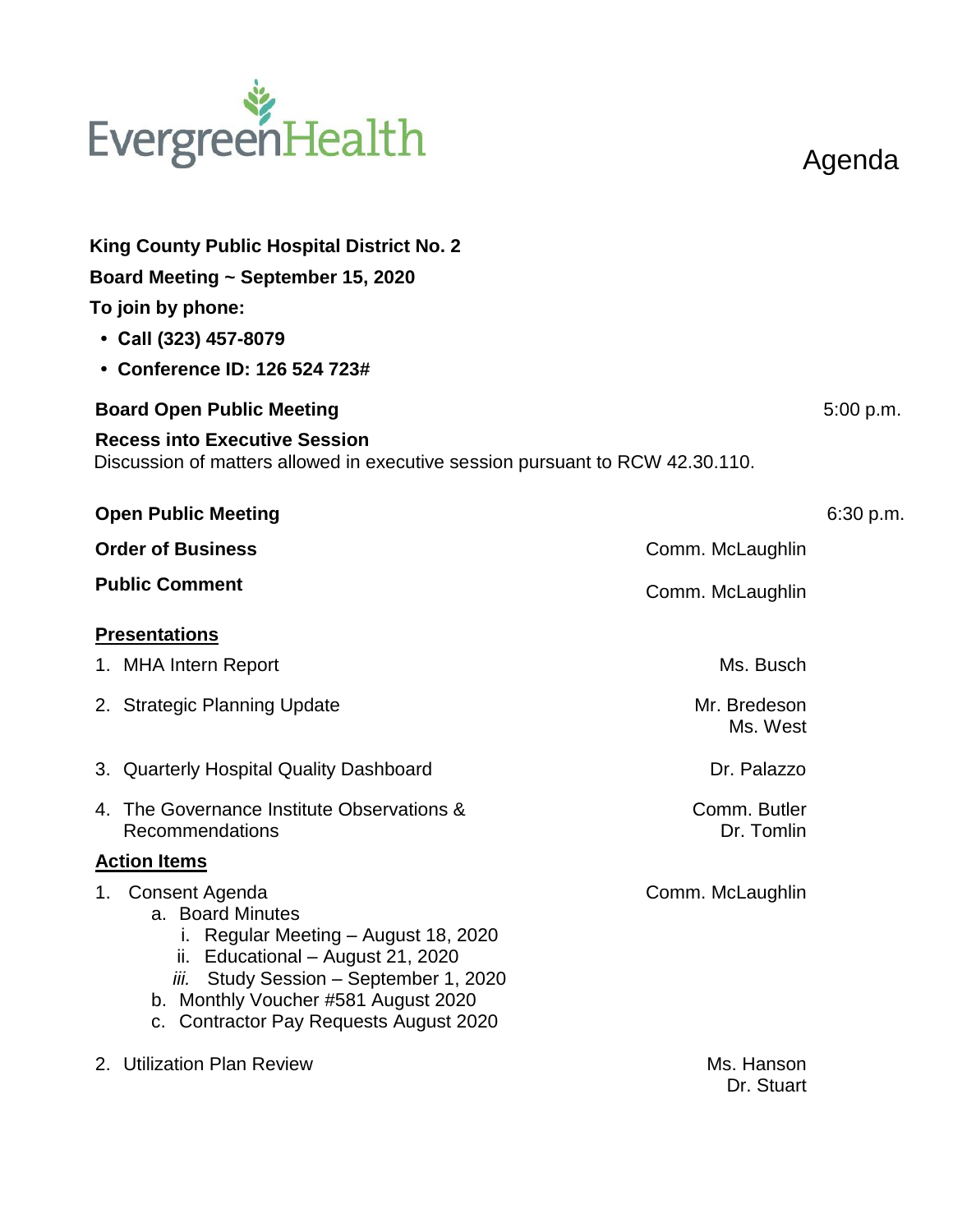# Agenda

**King County Public Hospital District No. 2**

**Board Meeting ~ September 15, 2020**

**To join by phone:**

- **Call (323) 457-8079**
- **Conference ID: 126 524 723#**

**Board Open Public Meeting** — 5:00 p.m.

**Recess into Executive Session**

Discussion of matters allowed in executive session pursuant to RCW 42.30.110.

**Open Public Meeting** — 6:30 p.m.

**Order of Business** — Comm. McLaughlin

**Public Comment** — Comm. McLaughlin

## Presentations

1. MHA Intern Report — Ms. Busch
2. Strategic Planning Update — Mr. Bredeson, Ms. West
3. Quarterly Hospital Quality Dashboard — Dr. Palazzo
4. The Governance Institute Observations & Recommendations — Comm. Butler, Dr. Tomlin

## Action Items

1. Consent Agenda — Comm. McLaughlin
   a. Board Minutes
      i. Regular Meeting – August 18, 2020
      ii. Educational – August 21, 2020
      *iii.* Study Session – September 1, 2020
   b. Monthly Voucher #581 August 2020
   c. Contractor Pay Requests August 2020
2. Utilization Plan Review — Ms. Hanson, Dr. Stuart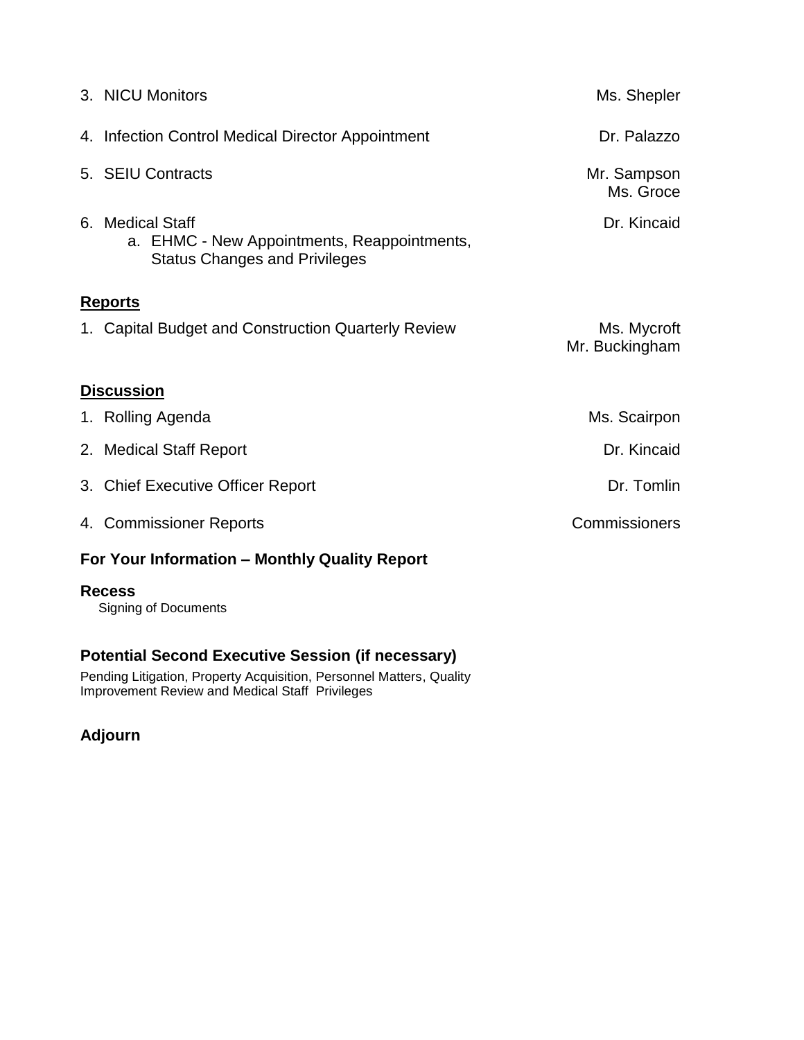3. NICU Monitors — Ms. Shepler
4. Infection Control Medical Director Appointment — Dr. Palazzo
5. SEIU Contracts — Mr. Sampson, Ms. Groce
6. Medical Staff — Dr. Kincaid
   a. EHMC - New Appointments, Reappointments, Status Changes and Privileges

**Reports**

1. Capital Budget and Construction Quarterly Review — Ms. Mycroft, Mr. Buckingham

**Discussion**

1. Rolling Agenda — Ms. Scairpon
2. Medical Staff Report — Dr. Kincaid
3. Chief Executive Officer Report — Dr. Tomlin
4. Commissioner Reports — Commissioners

**For Your Information – Monthly Quality Report**

**Recess**

Signing of Documents

**Potential Second Executive Session (if necessary)**

Pending Litigation, Property Acquisition, Personnel Matters, Quality Improvement Review and Medical Staff Privileges

**Adjourn**